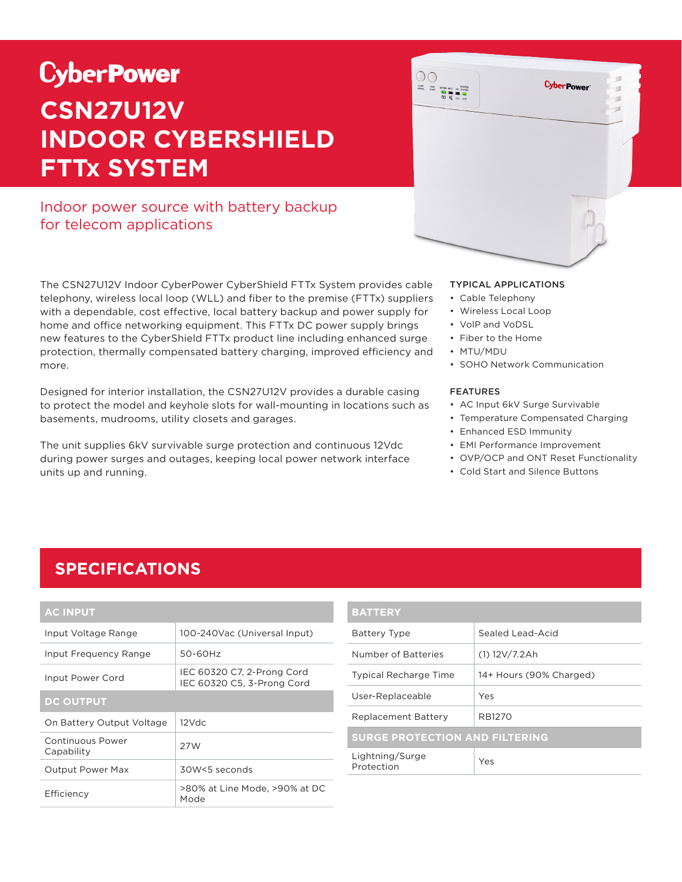# CyberPower

# CSN27U12V INDOOR CYBERSHIELD FTTx SYSTEM

## Indoor power source with battery backup for telecom applications

The CSN27U12V Indoor CyberPower CyberShield FTTx System provides cable telephony, wireless local loop (WLL) and fiber to the premise (FTTx) suppliers with a dependable, cost effective, local battery backup and power supply for home and office networking equipment. This FTTx DC power supply brings new features to the CyberShield FTTx product line including enhanced surge protection, thermally compensated battery charging, improved efficiency and more.

Designed for interior installation, the CSN27U12V provides a durable casing to protect the model and keyhole slots for wall-mounting in locations such as basements, mudrooms, utility closets and garages.

The unit supplies 6kV survivable surge protection and continuous 12Vdc during power surges and outages, keeping local power network interface units up and running.

### TYPICAL APPLICATIONS

- Cable Telephony
- Wireless Local Loop
- VoIP and VoDSL
- Fiber to the Home
- MTU/MDU
- SOHO Network Communication

### FEATURES

- AC Input 6kV Surge Survivable
- Temperature Compensated Charging
- Enhanced ESD Immunity
- EMI Performance Improvement
- OVP/OCP and ONT Reset Functionality
- Cold Start and Silence Buttons

## SPECIFICATIONS

| AC INPUT | |
|---|---|
| Input Voltage Range | 100-240Vac (Universal Input) |
| Input Frequency Range | 50-60Hz |
| Input Power Cord | IEC 60320 C7, 2-Prong Cord<br>IEC 60320 C5, 3-Prong Cord |
| **DC OUTPUT** | |
| On Battery Output Voltage | 12Vdc |
| Continuous Power Capability | 27W |
| Output Power Max | 30W<5 seconds |
| Efficiency | >80% at Line Mode, >90% at DC Mode |

| BATTERY | |
|---|---|
| Battery Type | Sealed Lead-Acid |
| Number of Batteries | (1) 12V/7.2Ah |
| Typical Recharge Time | 14+ Hours (90% Charged) |
| User-Replaceable | Yes |
| Replacement Battery | RB1270 |
| **SURGE PROTECTION AND FILTERING** | |
| Lightning/Surge Protection | Yes |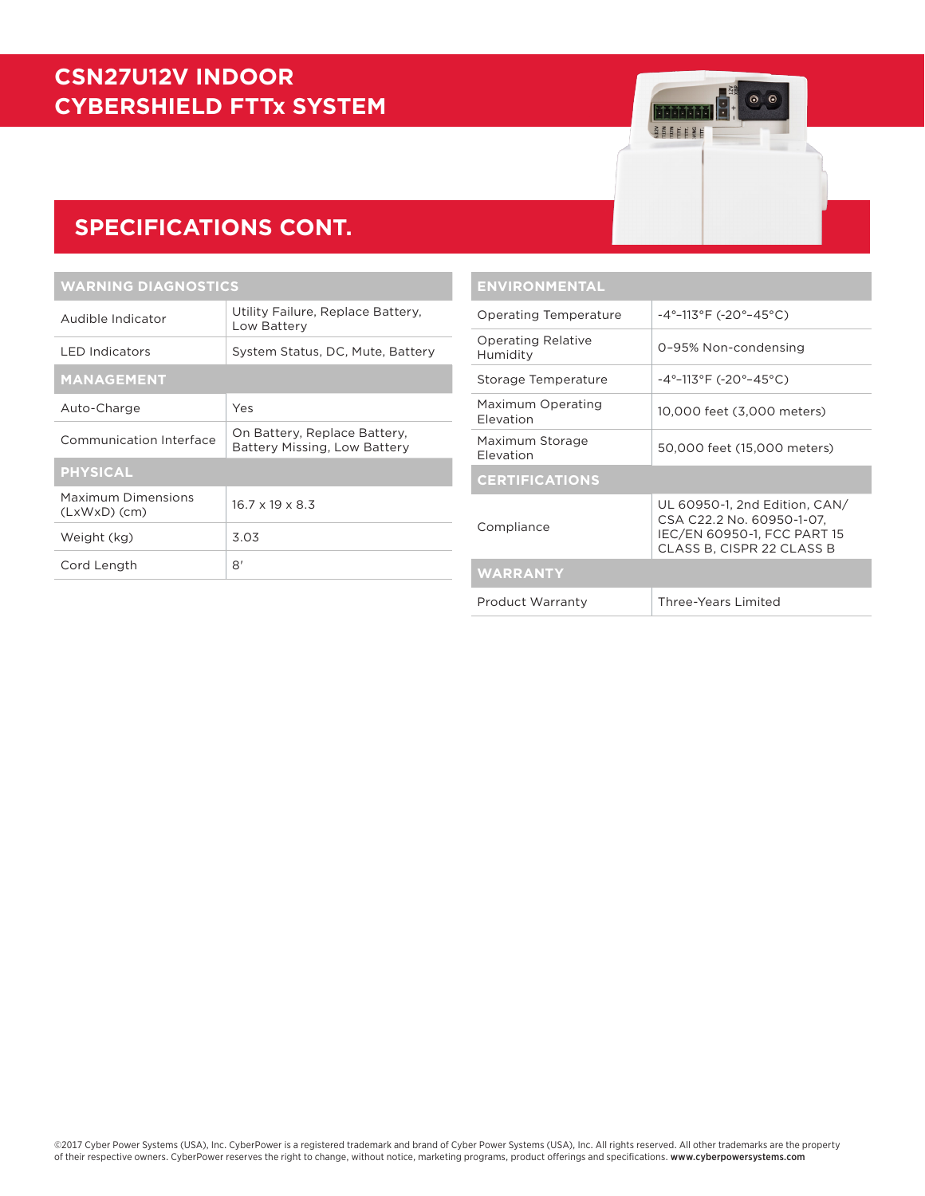# CSN27U12V INDOOR CYBERSHIELD FTTx SYSTEM

## SPECIFICATIONS CONT.

| WARNING DIAGNOSTICS | |
|---|---|
| Audible Indicator | Utility Failure, Replace Battery, Low Battery |
| LED Indicators | System Status, DC, Mute, Battery |
| **MANAGEMENT** | |
| Auto-Charge | Yes |
| Communication Interface | On Battery, Replace Battery, Battery Missing, Low Battery |
| **PHYSICAL** | |
| Maximum Dimensions (LxWxD) (cm) | 16.7 x 19 x 8.3 |
| Weight (kg) | 3.03 |
| Cord Length | 8′ |

| ENVIRONMENTAL | |
|---|---|
| Operating Temperature | -4°–113°F (-20°–45°C) |
| Operating Relative Humidity | 0–95% Non-condensing |
| Storage Temperature | -4°–113°F (-20°–45°C) |
| Maximum Operating Elevation | 10,000 feet (3,000 meters) |
| Maximum Storage Elevation | 50,000 feet (15,000 meters) |
| **CERTIFICATIONS** | |
| Compliance | UL 60950-1, 2nd Edition, CAN/CSA C22.2 No. 60950-1-07, IEC/EN 60950-1, FCC PART 15 CLASS B, CISPR 22 CLASS B |
| **WARRANTY** | |
| Product Warranty | Three-Years Limited |

©2017 Cyber Power Systems (USA), Inc. CyberPower is a registered trademark and brand of Cyber Power Systems (USA), Inc. All rights reserved. All other trademarks are the property of their respective owners. CyberPower reserves the right to change, without notice, marketing programs, product offerings and specifications. **www.cyberpowersystems.com**